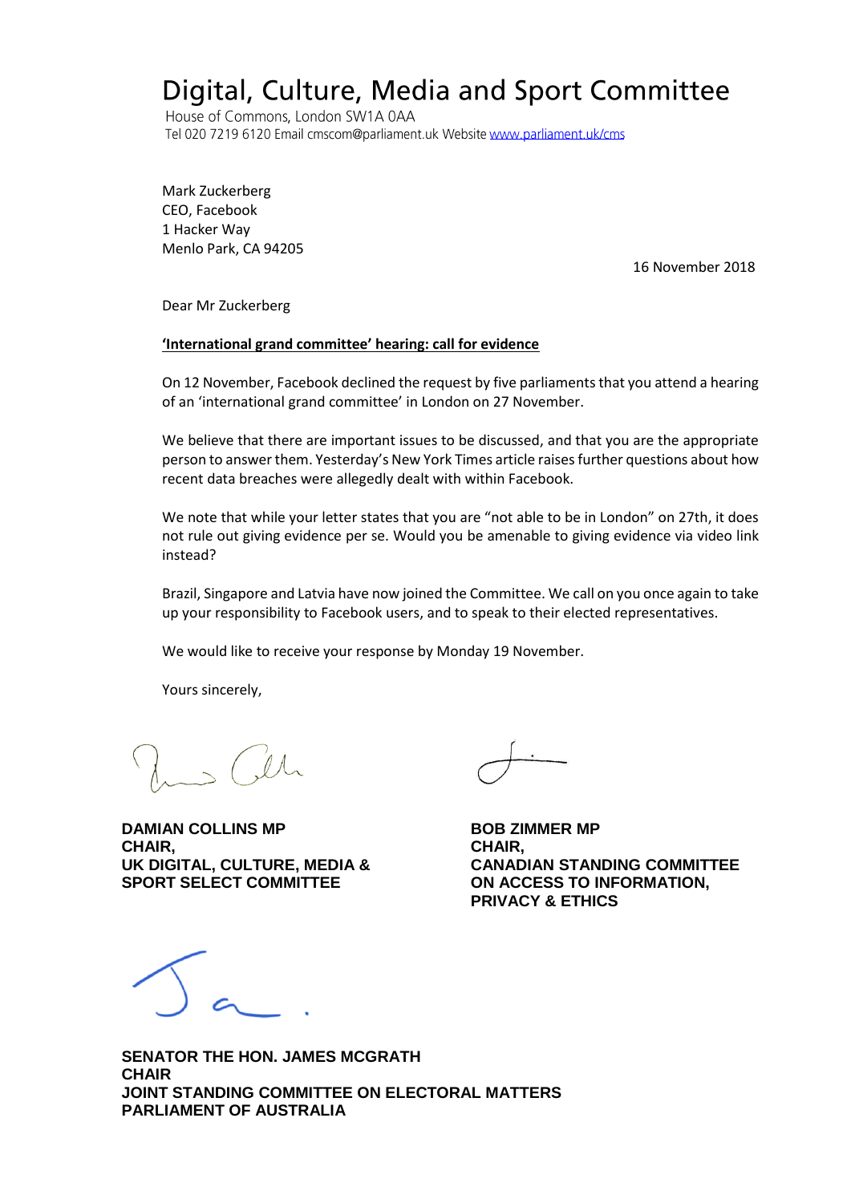# Digital, Culture, Media and Sport Committee

House of Commons, London SW1A 0AA
Tel 020 7219 6120 Email cmscom@parliament.uk Website www.parliament.uk/cms

Mark Zuckerberg
CEO, Facebook
1 Hacker Way
Menlo Park, CA 94205

16 November 2018

Dear Mr Zuckerberg

**'International grand committee' hearing: call for evidence**

On 12 November, Facebook declined the request by five parliaments that you attend a hearing of an 'international grand committee' in London on 27 November.

We believe that there are important issues to be discussed, and that you are the appropriate person to answer them. Yesterday's New York Times article raises further questions about how recent data breaches were allegedly dealt with within Facebook.

We note that while your letter states that you are "not able to be in London" on 27th, it does not rule out giving evidence per se. Would you be amenable to giving evidence via video link instead?

Brazil, Singapore and Latvia have now joined the Committee. We call on you once again to take up your responsibility to Facebook users, and to speak to their elected representatives.

We would like to receive your response by Monday 19 November.

Yours sincerely,

**DAMIAN COLLINS MP**
**CHAIR,**
**UK DIGITAL, CULTURE, MEDIA & SPORT SELECT COMMITTEE**

**BOB ZIMMER MP**
**CHAIR,**
**CANADIAN STANDING COMMITTEE ON ACCESS TO INFORMATION, PRIVACY & ETHICS**

**SENATOR THE HON. JAMES MCGRATH**
**CHAIR**
**JOINT STANDING COMMITTEE ON ELECTORAL MATTERS**
**PARLIAMENT OF AUSTRALIA**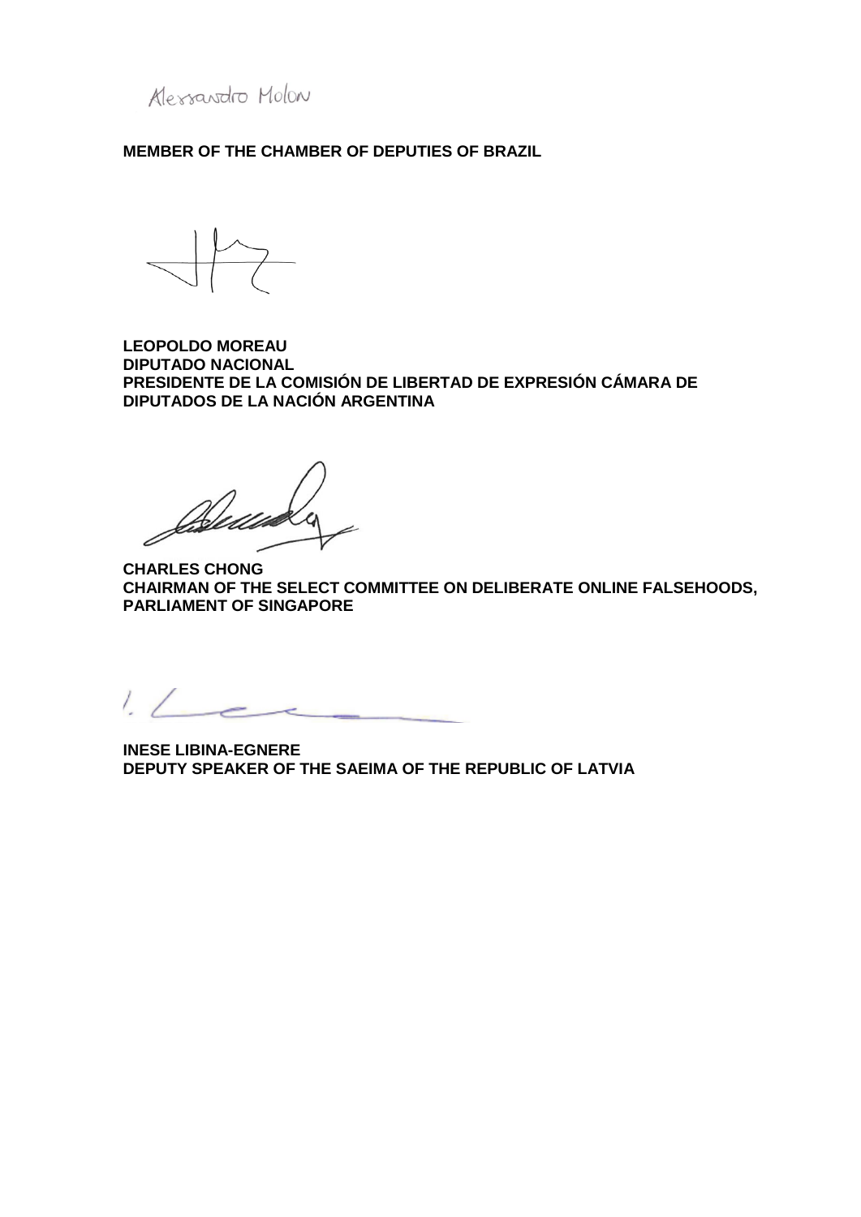Alessandro Molon

**MEMBER OF THE CHAMBER OF DEPUTIES OF BRAZIL**

**LEOPOLDO MOREAU**
**DIPUTADO NACIONAL**
**PRESIDENTE DE LA COMISIÓN DE LIBERTAD DE EXPRESIÓN CÁMARA DE DIPUTADOS DE LA NACIÓN ARGENTINA**

**CHARLES CHONG**
**CHAIRMAN OF THE SELECT COMMITTEE ON DELIBERATE ONLINE FALSEHOODS, PARLIAMENT OF SINGAPORE**

**INESE LIBINA-EGNERE**
**DEPUTY SPEAKER OF THE SAEIMA OF THE REPUBLIC OF LATVIA**